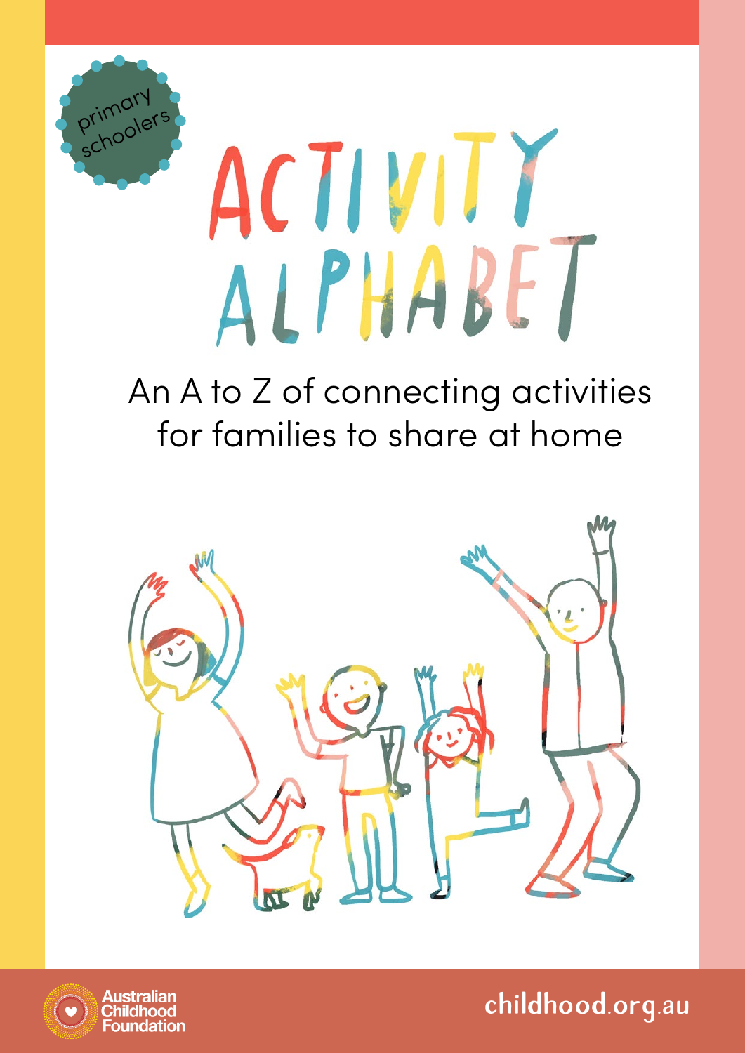primary schoolers

# ACTIVITY ALPHABET

An A to Z of connecting activities for families to share at home

Australian Childhood Foundation

childhood.org.au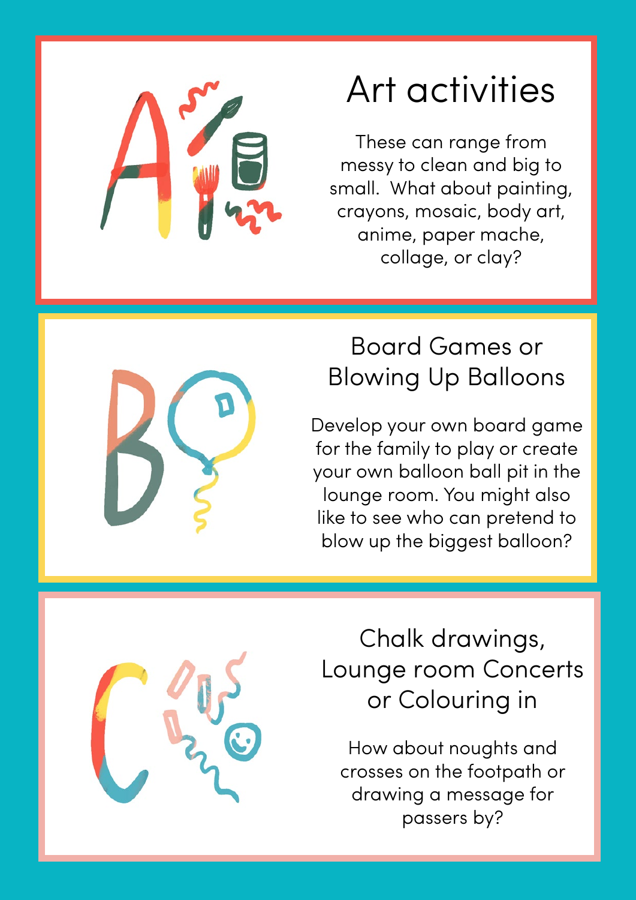## Art activities

These can range from messy to clean and big to small. What about painting, crayons, mosaic, body art, anime, paper mache, collage, or clay?

## Board Games or Blowing Up Balloons

Develop your own board game for the family to play or create your own balloon ball pit in the lounge room. You might also like to see who can pretend to blow up the biggest balloon?

## Chalk drawings, Lounge room Concerts or Colouring in

How about noughts and crosses on the footpath or drawing a message for passers by?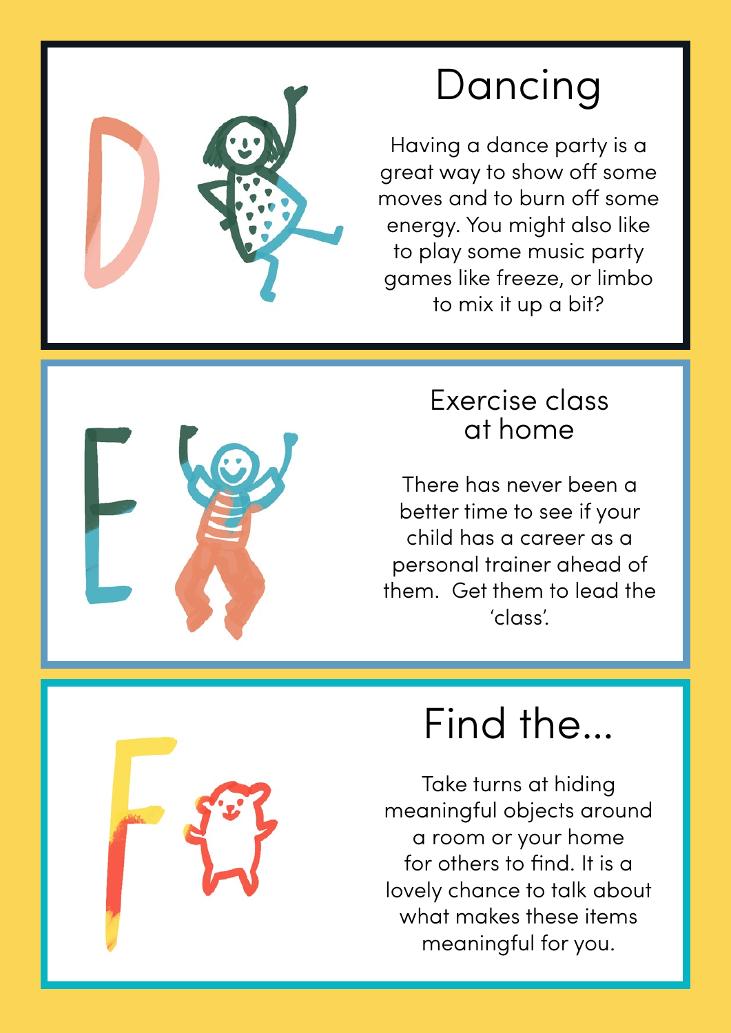## Dancing

Having a dance party is a great way to show off some moves and to burn off some energy. You might also like to play some music party games like freeze, or limbo to mix it up a bit?

## Exercise class at home

There has never been a better time to see if your child has a career as a personal trainer ahead of them. Get them to lead the 'class'.

## Find the...

Take turns at hiding meaningful objects around a room or your home for others to find. It is a lovely chance to talk about what makes these items meaningful for you.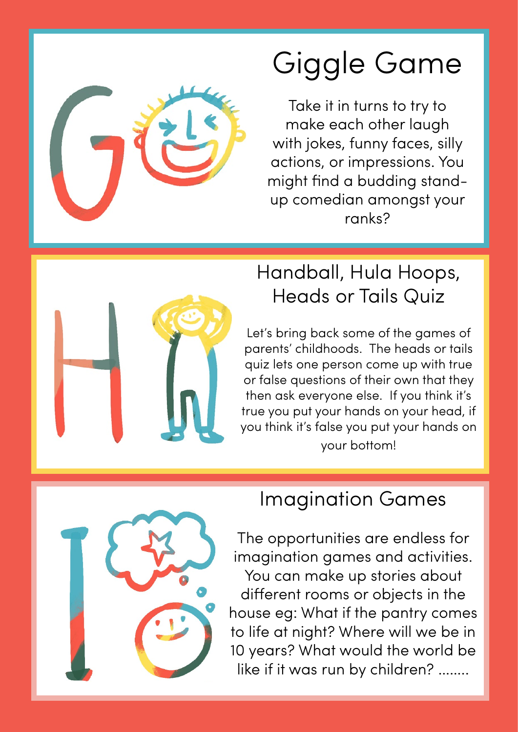## Giggle Game

Take it in turns to try to make each other laugh with jokes, funny faces, silly actions, or impressions. You might find a budding stand-up comedian amongst your ranks?

## Handball, Hula Hoops, Heads or Tails Quiz

Let's bring back some of the games of parents' childhoods. The heads or tails quiz lets one person come up with true or false questions of their own that they then ask everyone else. If you think it's true you put your hands on your head, if you think it's false you put your hands on your bottom!

## Imagination Games

The opportunities are endless for imagination games and activities. You can make up stories about different rooms or objects in the house eg: What if the pantry comes to life at night? Where will we be in 10 years? What would the world be like if it was run by children? ........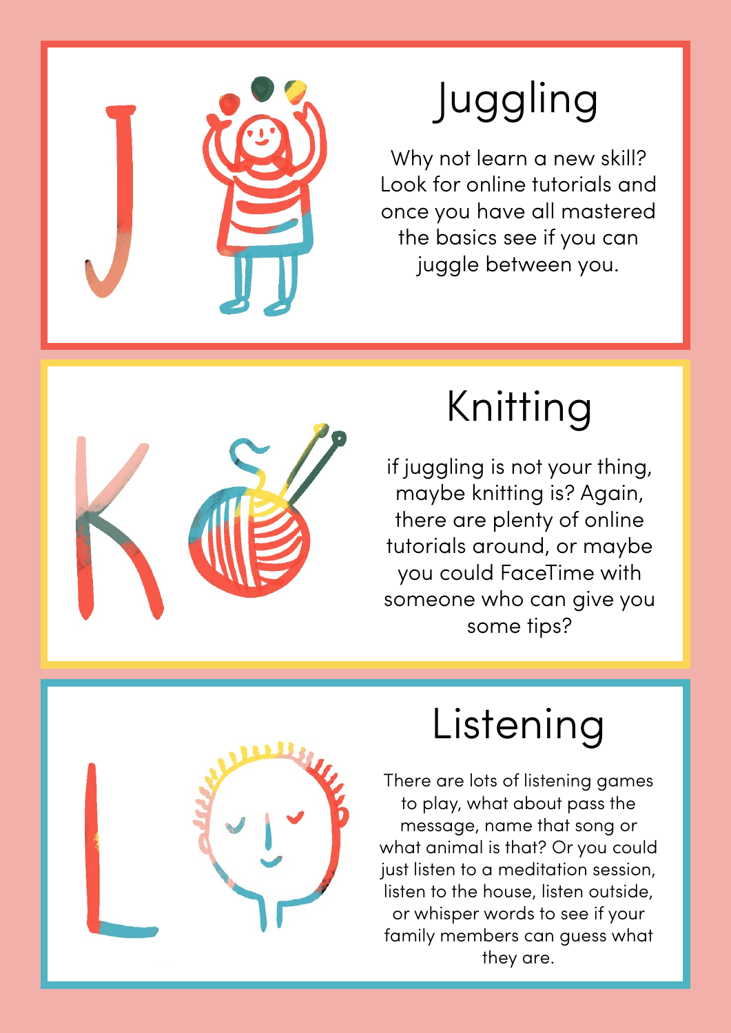## Juggling

Why not learn a new skill? Look for online tutorials and once you have all mastered the basics see if you can juggle between you.

## Knitting

if juggling is not your thing, maybe knitting is? Again, there are plenty of online tutorials around, or maybe you could FaceTime with someone who can give you some tips?

## Listening

There are lots of listening games to play, what about pass the message, name that song or what animal is that? Or you could just listen to a meditation session, listen to the house, listen outside, or whisper words to see if your family members can guess what they are.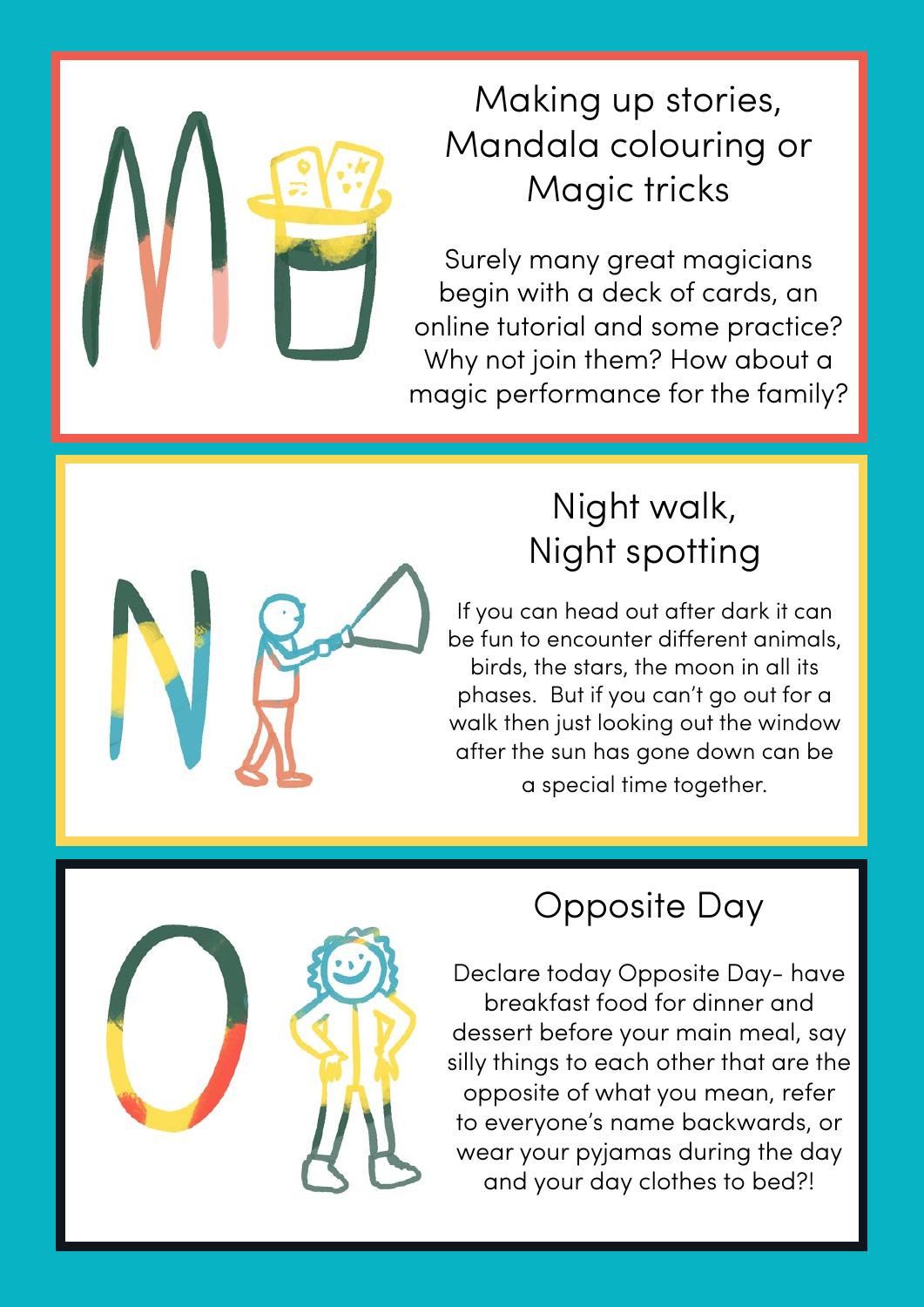## Making up stories, Mandala colouring or Magic tricks

Surely many great magicians begin with a deck of cards, an online tutorial and some practice? Why not join them? How about a magic performance for the family?

## Night walk, Night spotting

If you can head out after dark it can be fun to encounter different animals, birds, the stars, the moon in all its phases. But if you can't go out for a walk then just looking out the window after the sun has gone down can be a special time together.

## Opposite Day

Declare today Opposite Day- have breakfast food for dinner and dessert before your main meal, say silly things to each other that are the opposite of what you mean, refer to everyone's name backwards, or wear your pyjamas during the day and your day clothes to bed?!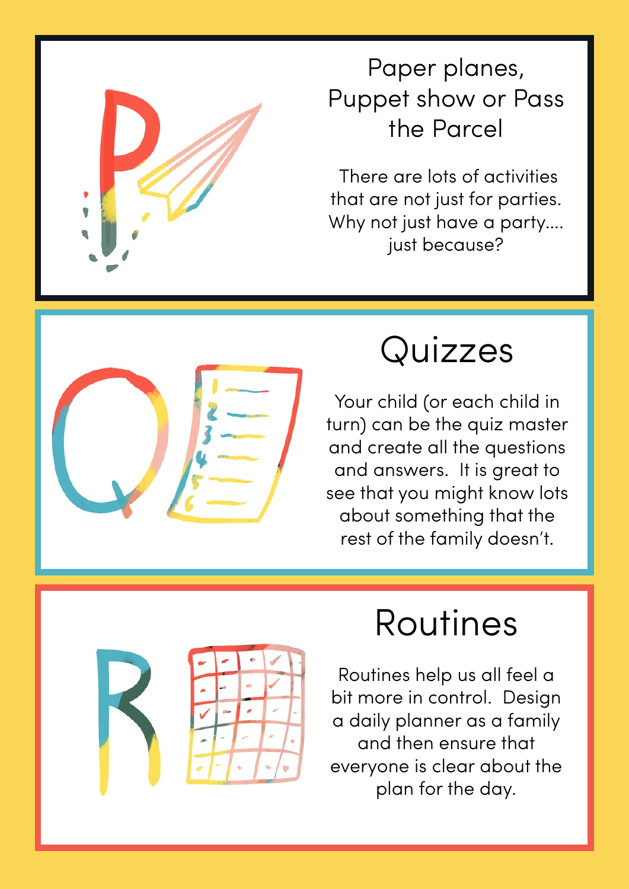## Paper planes, Puppet show or Pass the Parcel

There are lots of activities that are not just for parties. Why not just have a party.... just because?

## Quizzes

Your child (or each child in turn) can be the quiz master and create all the questions and answers. It is great to see that you might know lots about something that the rest of the family doesn't.

## Routines

Routines help us all feel a bit more in control. Design a daily planner as a family and then ensure that everyone is clear about the plan for the day.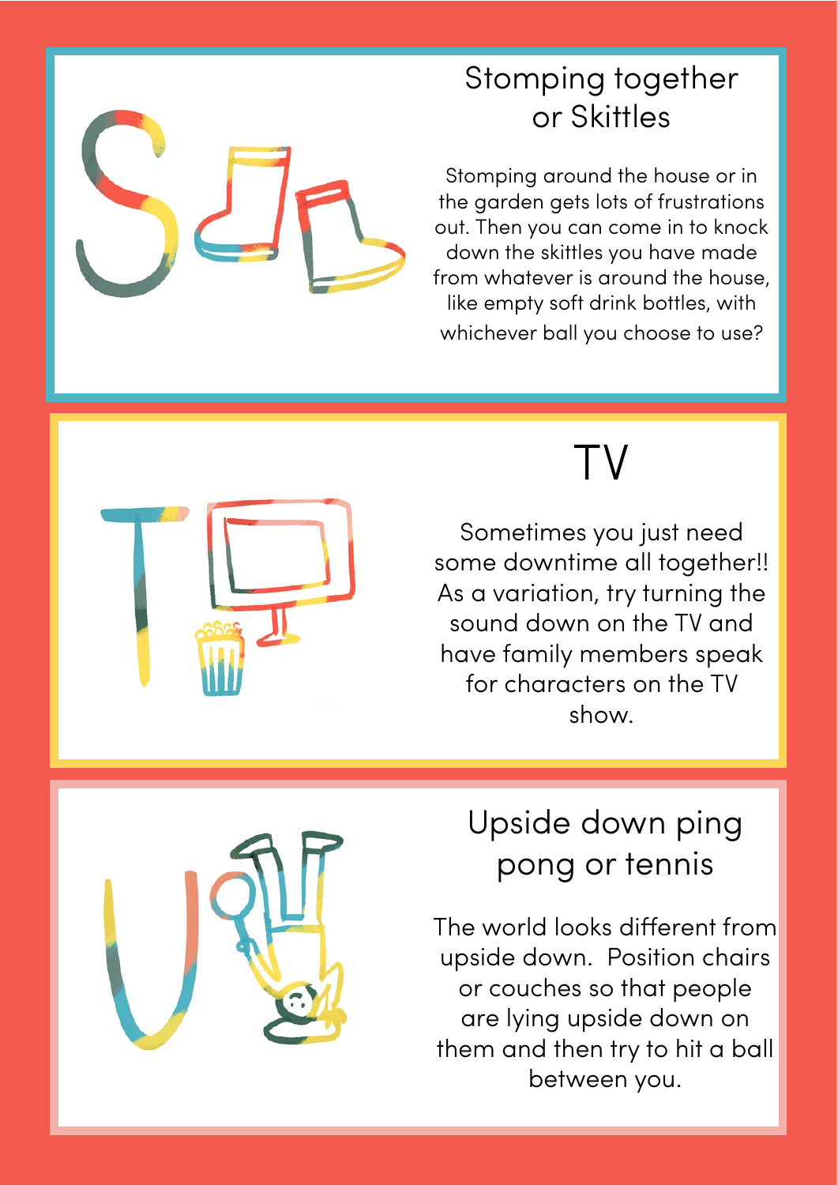## Stomping together or Skittles

Stomping around the house or in the garden gets lots of frustrations out. Then you can come in to knock down the skittles you have made from whatever is around the house, like empty soft drink bottles, with whichever ball you choose to use?

## TV

Sometimes you just need some downtime all together!! As a variation, try turning the sound down on the TV and have family members speak for characters on the TV show.

## Upside down ping pong or tennis

The world looks different from upside down. Position chairs or couches so that people are lying upside down on them and then try to hit a ball between you.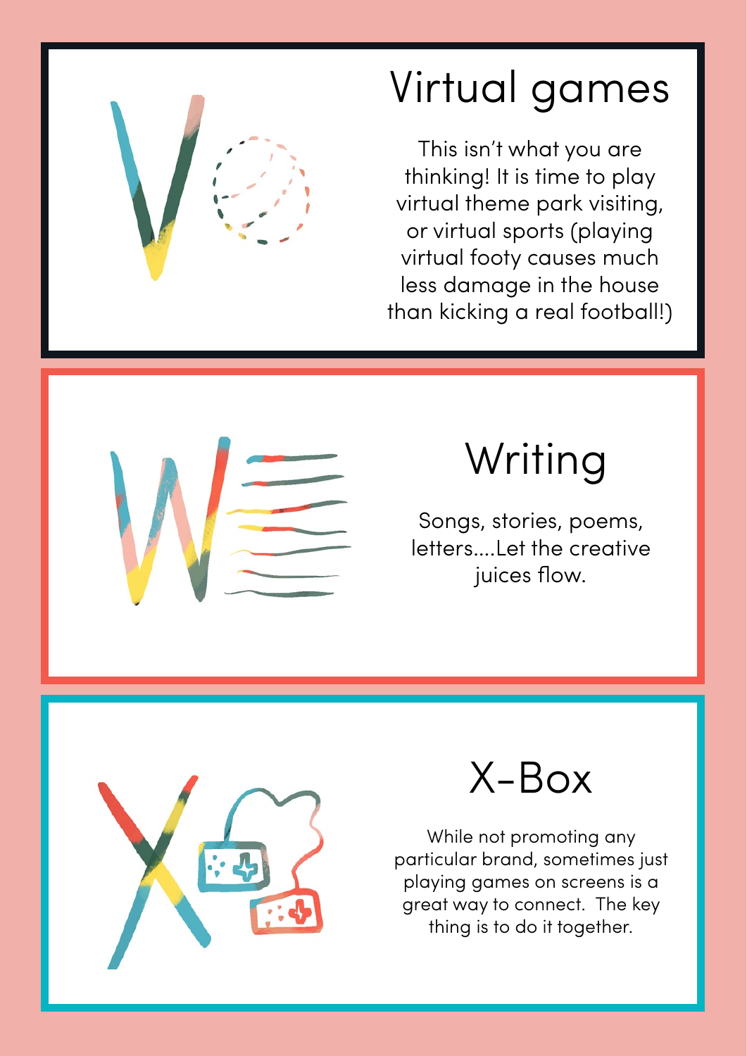## Virtual games

This isn't what you are thinking! It is time to play virtual theme park visiting, or virtual sports (playing virtual footy causes much less damage in the house than kicking a real football!)

## Writing

Songs, stories, poems, letters....Let the creative juices flow.

## X-Box

While not promoting any particular brand, sometimes just playing games on screens is a great way to connect. The key thing is to do it together.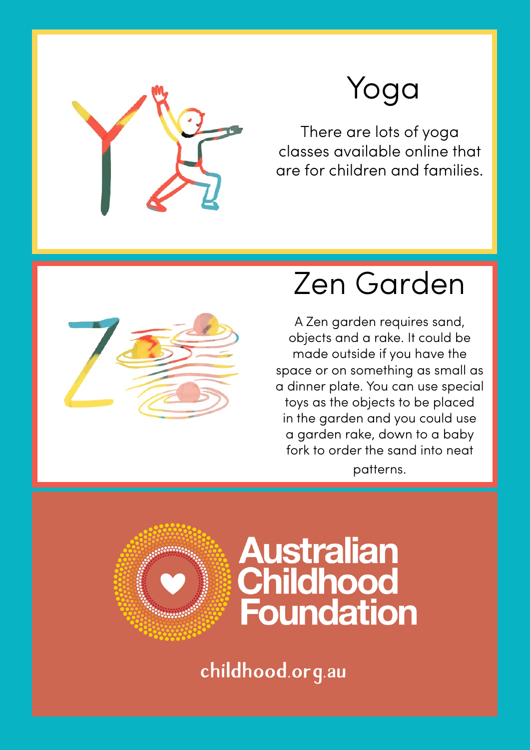## Yoga

There are lots of yoga classes available online that are for children and families.

## Zen Garden

A Zen garden requires sand, objects and a rake. It could be made outside if you have the space or on something as small as a dinner plate. You can use special toys as the objects to be placed in the garden and you could use a garden rake, down to a baby fork to order the sand into neat patterns.

Australian Childhood Foundation

childhood.org.au